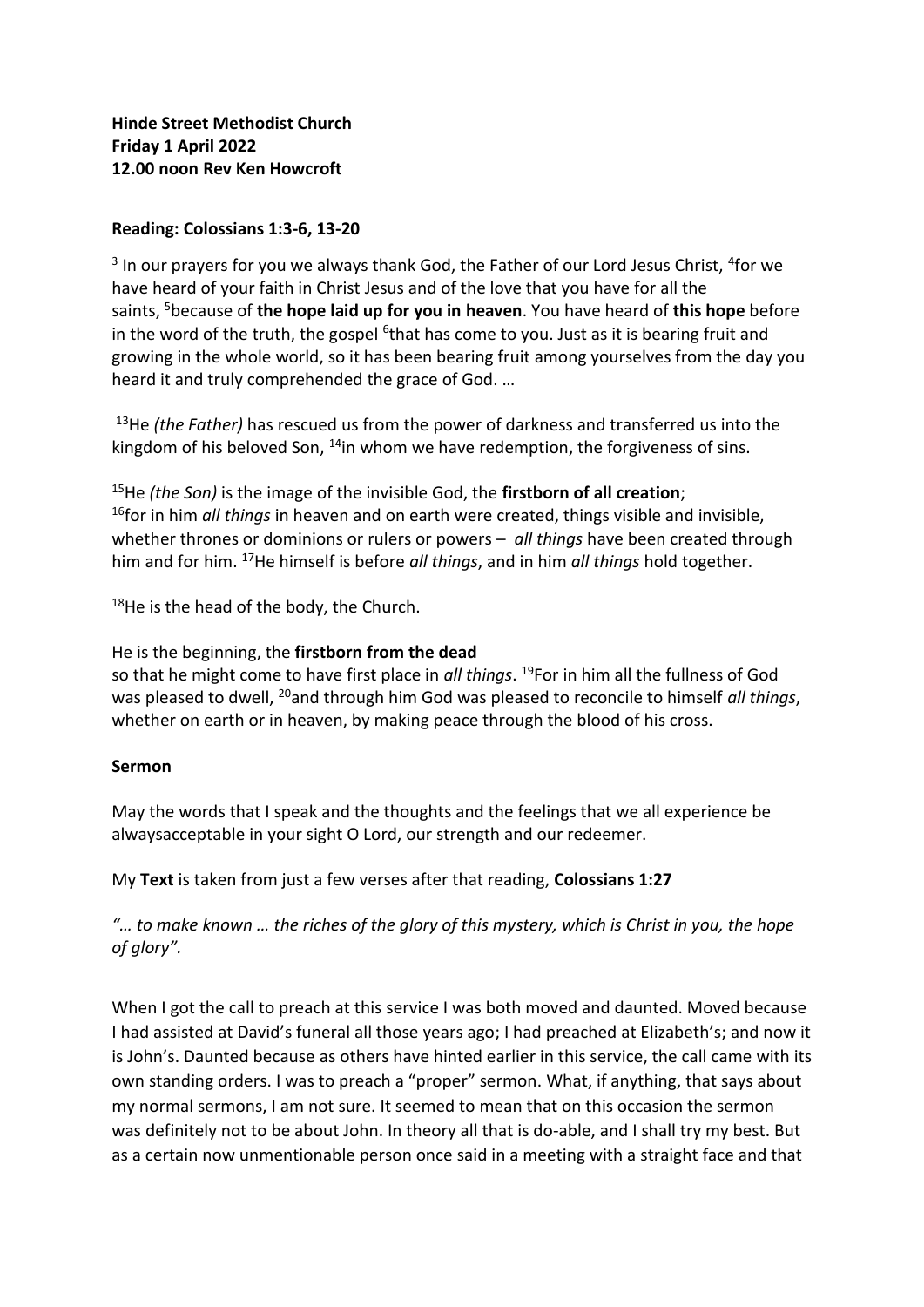**Hinde Street Methodist Church**
**Friday 1 April 2022**
**12.00 noon Rev Ken Howcroft**

**Reading: Colossians 1:3-6, 13-20**

[3] In our prayers for you we always thank God, the Father of our Lord Jesus Christ, [4]for we have heard of your faith in Christ Jesus and of the love that you have for all the saints, [5]because of **the hope laid up for you in heaven**. You have heard of **this hope** before in the word of the truth, the gospel [6]that has come to you. Just as it is bearing fruit and growing in the whole world, so it has been bearing fruit among yourselves from the day you heard it and truly comprehended the grace of God. …

[13]He *(the Father)* has rescued us from the power of darkness and transferred us into the kingdom of his beloved Son, [14]in whom we have redemption, the forgiveness of sins.

[15]He *(the Son)* is the image of the invisible God, the **firstborn of all creation**; [16]for in him *all things* in heaven and on earth were created, things visible and invisible, whether thrones or dominions or rulers or powers – *all things* have been created through him and for him. [17]He himself is before *all things*, and in him *all things* hold together.

[18]He is the head of the body, the Church.

He is the beginning, the **firstborn from the dead**
so that he might come to have first place in *all things*. [19]For in him all the fullness of God was pleased to dwell, [20]and through him God was pleased to reconcile to himself *all things*, whether on earth or in heaven, by making peace through the blood of his cross.

**Sermon**

May the words that I speak and the thoughts and the feelings that we all experience be alwaysacceptable in your sight O Lord, our strength and our redeemer.

My **Text** is taken from just a few verses after that reading, **Colossians 1:27**

*"… to make known … the riches of the glory of this mystery, which is Christ in you, the hope of glory".*

When I got the call to preach at this service I was both moved and daunted. Moved because I had assisted at David's funeral all those years ago; I had preached at Elizabeth's; and now it is John's. Daunted because as others have hinted earlier in this service, the call came with its own standing orders. I was to preach a "proper" sermon. What, if anything, that says about my normal sermons, I am not sure. It seemed to mean that on this occasion the sermon was definitely not to be about John. In theory all that is do-able, and I shall try my best. But as a certain now unmentionable person once said in a meeting with a straight face and that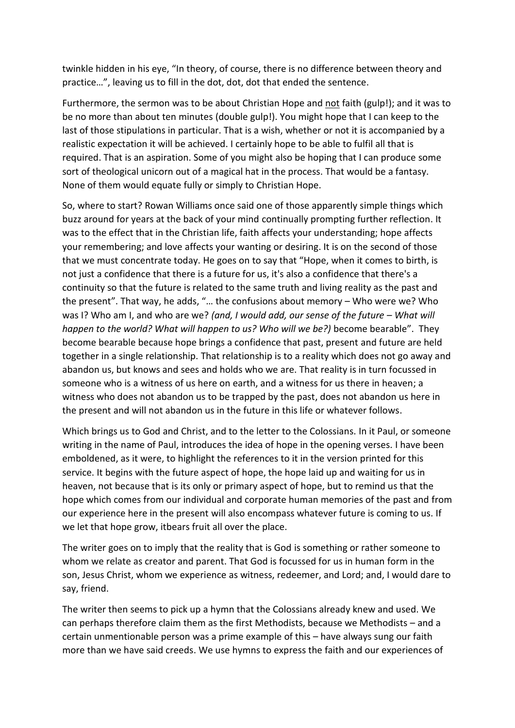twinkle hidden in his eye, “In theory, of course, there is no difference between theory and practice…”, leaving us to fill in the dot, dot, dot that ended the sentence.

Furthermore, the sermon was to be about Christian Hope and <u>not</u> faith (gulp!); and it was to be no more than about ten minutes (double gulp!). You might hope that I can keep to the last of those stipulations in particular. That is a wish, whether or not it is accompanied by a realistic expectation it will be achieved. I certainly hope to be able to fulfil all that is required. That is an aspiration. Some of you might also be hoping that I can produce some sort of theological unicorn out of a magical hat in the process. That would be a fantasy. None of them would equate fully or simply to Christian Hope.

So, where to start? Rowan Williams once said one of those apparently simple things which buzz around for years at the back of your mind continually prompting further reflection. It was to the effect that in the Christian life, faith affects your understanding; hope affects your remembering; and love affects your wanting or desiring. It is on the second of those that we must concentrate today. He goes on to say that “Hope, when it comes to birth, is not just a confidence that there is a future for us, it's also a confidence that there's a continuity so that the future is related to the same truth and living reality as the past and the present”. That way, he adds, “… the confusions about memory – Who were we? Who was I? Who am I, and who are we? *(and, I would add, our sense of the future – What will happen to the world? What will happen to us? Who will we be?)* become bearable”. They become bearable because hope brings a confidence that past, present and future are held together in a single relationship. That relationship is to a reality which does not go away and abandon us, but knows and sees and holds who we are. That reality is in turn focussed in someone who is a witness of us here on earth, and a witness for us there in heaven; a witness who does not abandon us to be trapped by the past, does not abandon us here in the present and will not abandon us in the future in this life or whatever follows.

Which brings us to God and Christ, and to the letter to the Colossians. In it Paul, or someone writing in the name of Paul, introduces the idea of hope in the opening verses. I have been emboldened, as it were, to highlight the references to it in the version printed for this service. It begins with the future aspect of hope, the hope laid up and waiting for us in heaven, not because that is its only or primary aspect of hope, but to remind us that the hope which comes from our individual and corporate human memories of the past and from our experience here in the present will also encompass whatever future is coming to us. If we let that hope grow, itbears fruit all over the place.

The writer goes on to imply that the reality that is God is something or rather someone to whom we relate as creator and parent. That God is focussed for us in human form in the son, Jesus Christ, whom we experience as witness, redeemer, and Lord; and, I would dare to say, friend.

The writer then seems to pick up a hymn that the Colossians already knew and used. We can perhaps therefore claim them as the first Methodists, because we Methodists – and a certain unmentionable person was a prime example of this – have always sung our faith more than we have said creeds. We use hymns to express the faith and our experiences of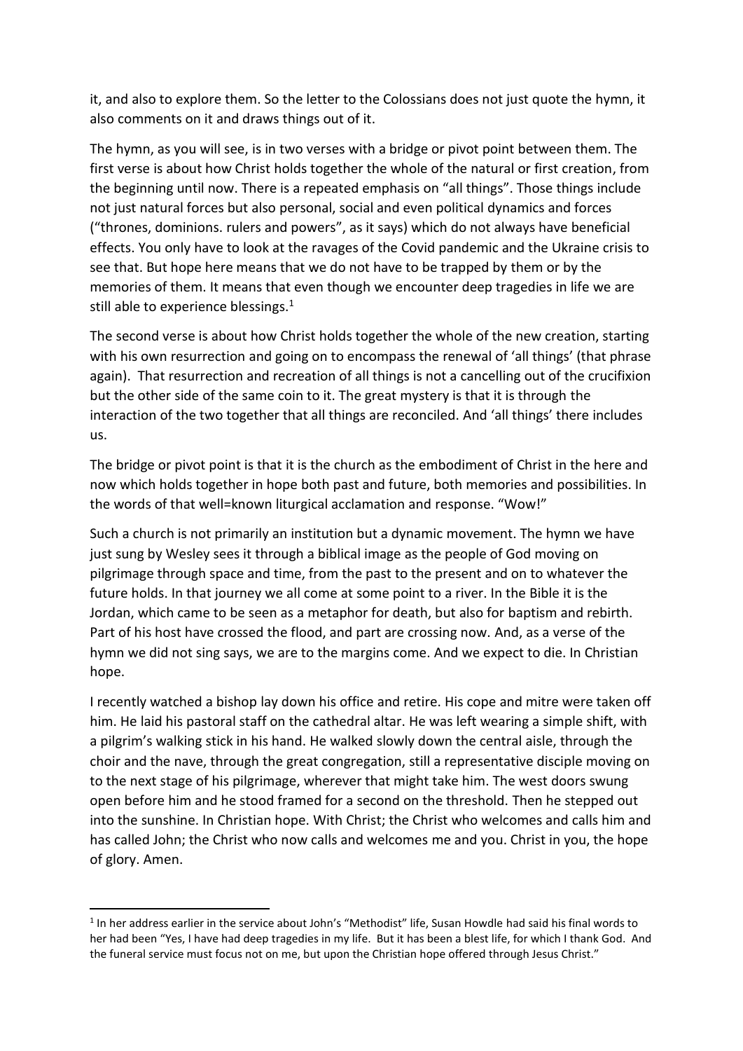it, and also to explore them. So the letter to the Colossians does not just quote the hymn, it also comments on it and draws things out of it.

The hymn, as you will see, is in two verses with a bridge or pivot point between them. The first verse is about how Christ holds together the whole of the natural or first creation, from the beginning until now. There is a repeated emphasis on "all things". Those things include not just natural forces but also personal, social and even political dynamics and forces ("thrones, dominions. rulers and powers", as it says) which do not always have beneficial effects. You only have to look at the ravages of the Covid pandemic and the Ukraine crisis to see that. But hope here means that we do not have to be trapped by them or by the memories of them. It means that even though we encounter deep tragedies in life we are still able to experience blessings.[1]

The second verse is about how Christ holds together the whole of the new creation, starting with his own resurrection and going on to encompass the renewal of 'all things' (that phrase again). That resurrection and recreation of all things is not a cancelling out of the crucifixion but the other side of the same coin to it. The great mystery is that it is through the interaction of the two together that all things are reconciled. And 'all things' there includes us.

The bridge or pivot point is that it is the church as the embodiment of Christ in the here and now which holds together in hope both past and future, both memories and possibilities. In the words of that well=known liturgical acclamation and response. "Wow!"

Such a church is not primarily an institution but a dynamic movement. The hymn we have just sung by Wesley sees it through a biblical image as the people of God moving on pilgrimage through space and time, from the past to the present and on to whatever the future holds. In that journey we all come at some point to a river. In the Bible it is the Jordan, which came to be seen as a metaphor for death, but also for baptism and rebirth. Part of his host have crossed the flood, and part are crossing now. And, as a verse of the hymn we did not sing says, we are to the margins come. And we expect to die. In Christian hope.

I recently watched a bishop lay down his office and retire. His cope and mitre were taken off him. He laid his pastoral staff on the cathedral altar. He was left wearing a simple shift, with a pilgrim's walking stick in his hand. He walked slowly down the central aisle, through the choir and the nave, through the great congregation, still a representative disciple moving on to the next stage of his pilgrimage, wherever that might take him. The west doors swung open before him and he stood framed for a second on the threshold. Then he stepped out into the sunshine. In Christian hope. With Christ; the Christ who welcomes and calls him and has called John; the Christ who now calls and welcomes me and you. Christ in you, the hope of glory. Amen.

---

[1] In her address earlier in the service about John's "Methodist" life, Susan Howdle had said his final words to her had been "Yes, I have had deep tragedies in my life. But it has been a blest life, for which I thank God. And the funeral service must focus not on me, but upon the Christian hope offered through Jesus Christ."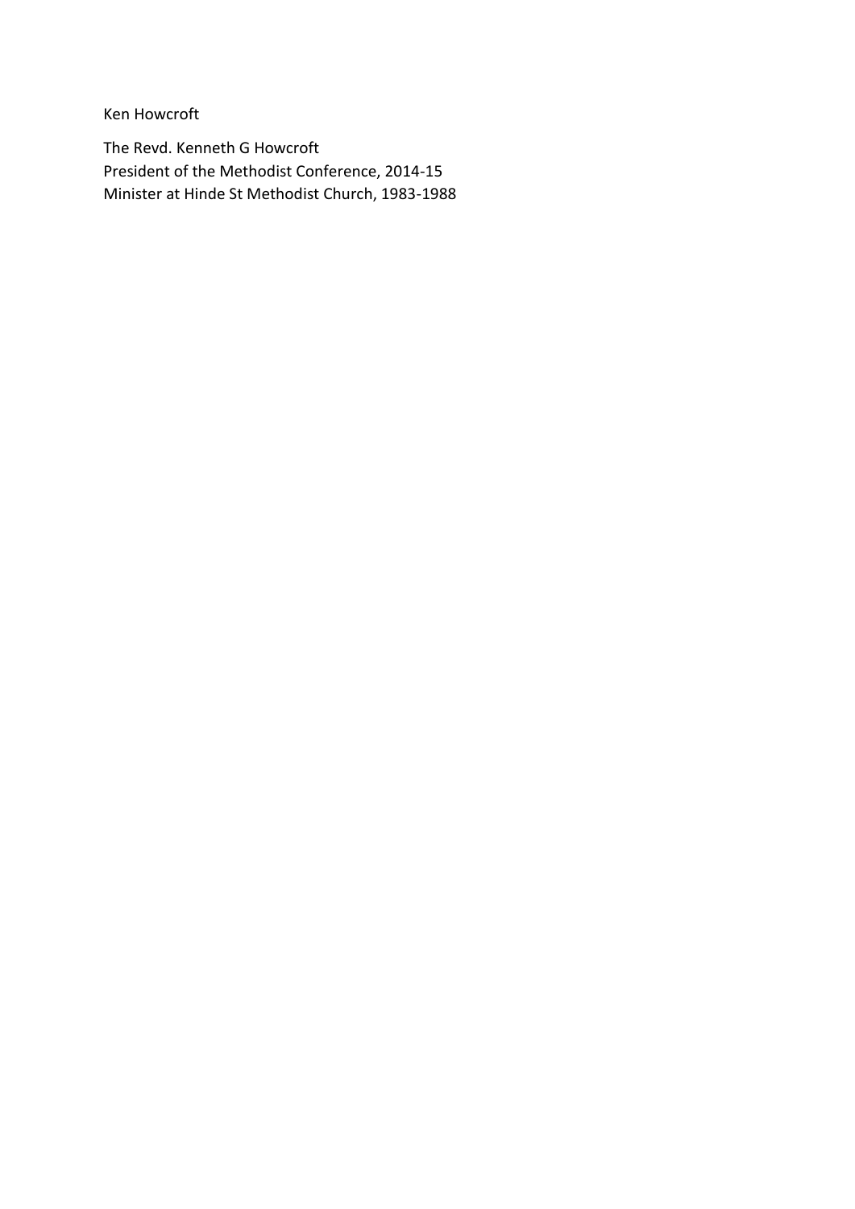Ken Howcroft

The Revd. Kenneth G Howcroft
President of the Methodist Conference, 2014-15
Minister at Hinde St Methodist Church, 1983-1988